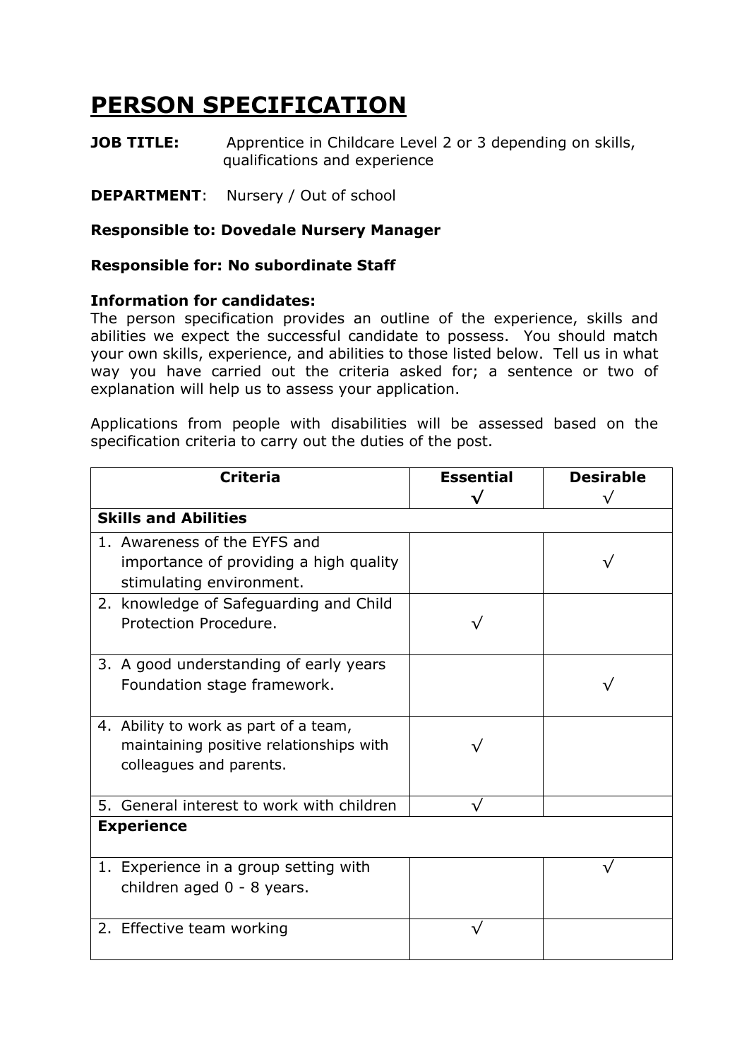# PERSON SPECIFICATION

**JOB TITLE:** Apprentice in Childcare Level 2 or 3 depending on skills, qualifications and experience

**DEPARTMENT**: Nursery / Out of school

**Responsible to: Dovedale Nursery Manager**

**Responsible for: No subordinate Staff**

**Information for candidates:**
The person specification provides an outline of the experience, skills and abilities we expect the successful candidate to possess. You should match your own skills, experience, and abilities to those listed below. Tell us in what way you have carried out the criteria asked for; a sentence or two of explanation will help us to assess your application.

Applications from people with disabilities will be assessed based on the specification criteria to carry out the duties of the post.

| Criteria | Essential √ | Desirable √ |
|---|---|---|
| **Skills and Abilities** | | |
| 1. Awareness of the EYFS and importance of providing a high quality stimulating environment. | | √ |
| 2. knowledge of Safeguarding and Child Protection Procedure. | √ | |
| 3. A good understanding of early years Foundation stage framework. | | √ |
| 4. Ability to work as part of a team, maintaining positive relationships with colleagues and parents. | √ | |
| 5. General interest to work with children | √ | |
| **Experience** | | |
| 1. Experience in a group setting with children aged 0 - 8 years. | | √ |
| 2. Effective team working | √ | |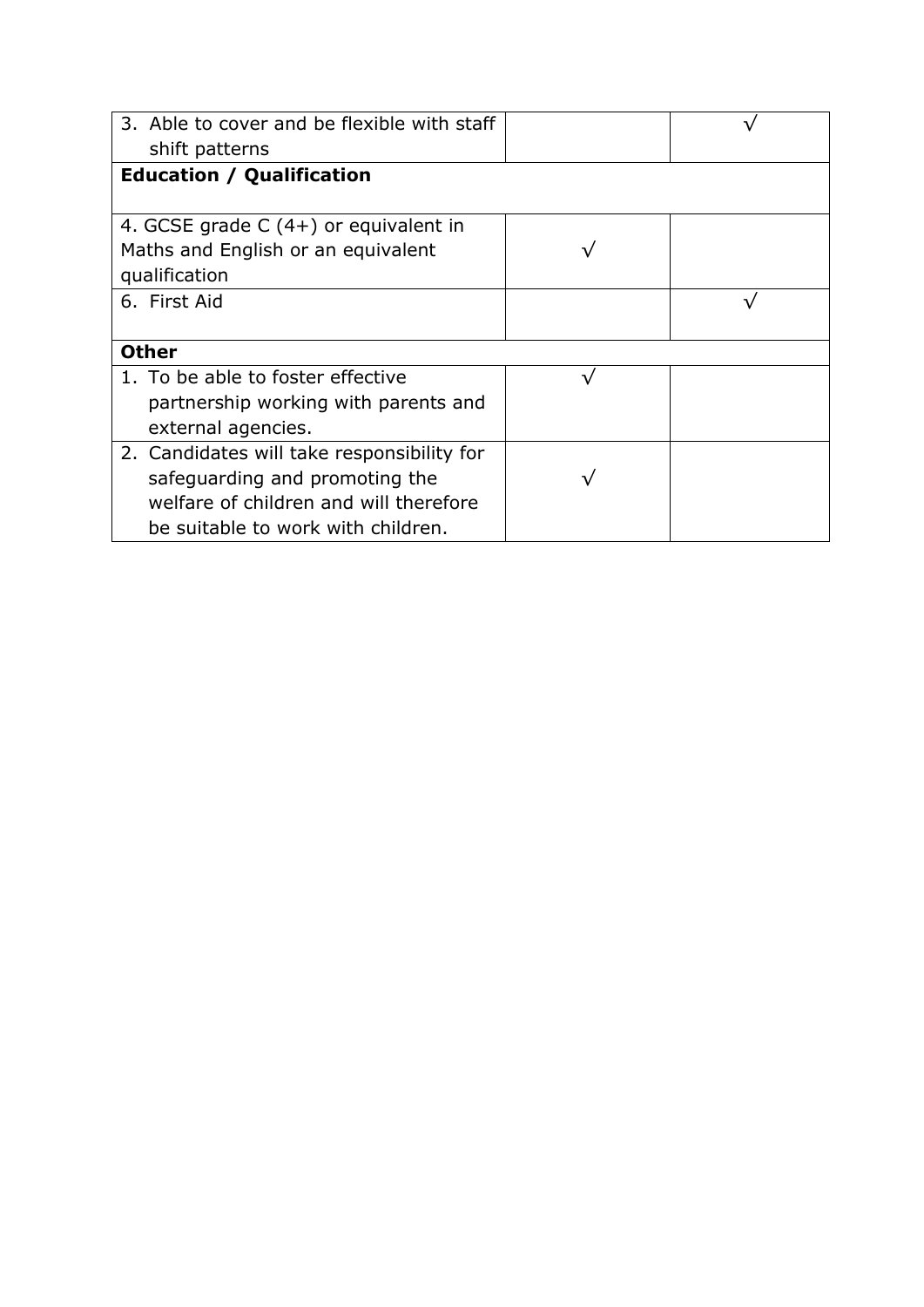| | | |
|---|---|---|
| 3. Able to cover and be flexible with staff shift patterns | | √ |
| **Education / Qualification** | | |
| 4. GCSE grade C (4+) or equivalent in Maths and English or an equivalent qualification | √ | |
| 6. First Aid | | √ |
| **Other** | | |
| 1. To be able to foster effective partnership working with parents and external agencies. | √ | |
| 2. Candidates will take responsibility for safeguarding and promoting the welfare of children and will therefore be suitable to work with children. | √ | |